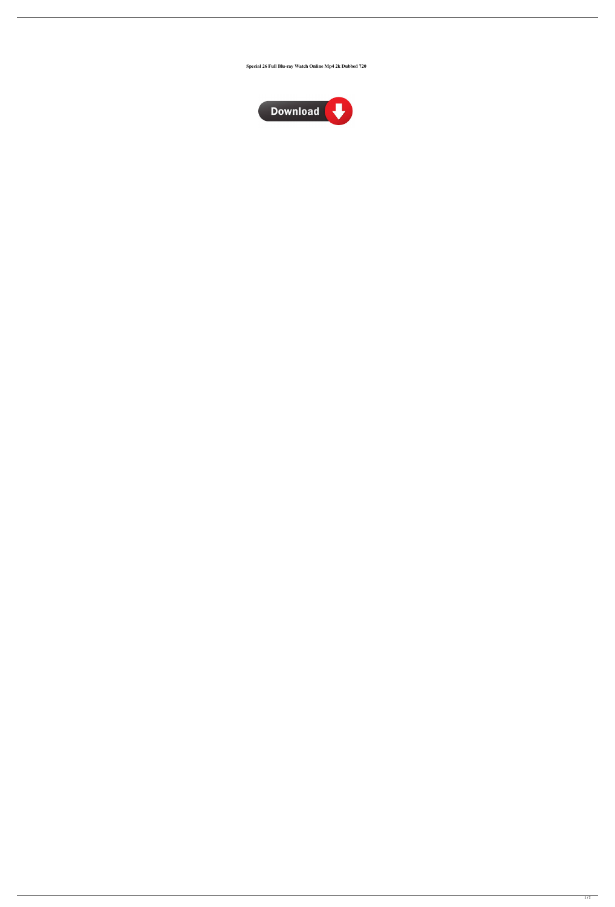**Special 26 Full Blu-ray Watch Online Mp4 2k Dubbed 720**

Download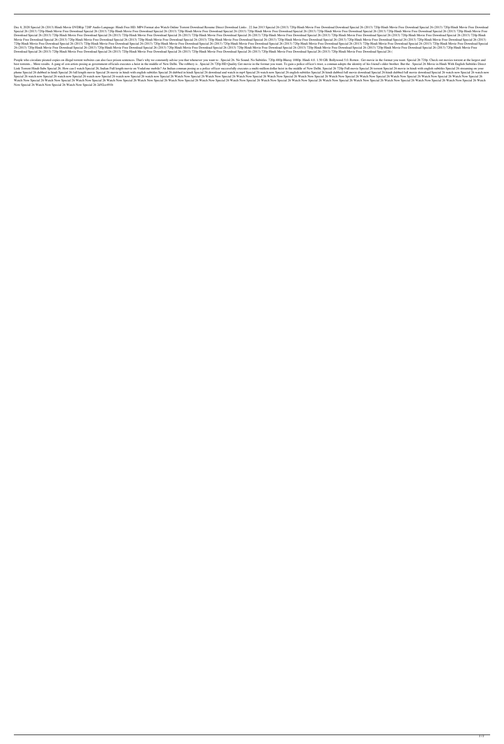Dec 8, 2020 Special 26 (2013) Hindi Movie DVDRip 720P Audio Language: Hindi Free HD. MP4 Format also Watch Online Torrent Download Resume Direct Download Links . 22 Jun 2013 Special 26 (2013) 720p Hindi Movie Free Download Download Special 26 (2013) 720p Hindi Movie Free Download Special 26 (2013) 720p Hindi Movie Free Download Special 26 (2013) 720p Hindi Movie Free Download Special 26 (2013) 720p Hindi Movie Free Download Special 26 (2013) 720p Hindi Movie Free Download Special 26 (2013) 720p Hindi Movie Free Download Special 26 (2013) 720p Hindi Movie Free Download Special 26 (2013) 720p Hindi Movie Free Download Special 26 (2013) 720p Hindi Movie Free Download Special 26 (2013) 720p Hindi Movie Free Download Special 26 (2013) 720p Hindi Movie Free Download Special 26 (2013) 720p Hindi Movie Free Download Special 26 (2013) 720p Hindi Movie Free Download Special 26 (2013) 720p Hindi Movie Free Download Special 26 (2013) 720p Hindi Movie Free Download Special 26 (2013) 720p Hindi Movie Free Download Special 26 (2013) 720p Hindi Movie Free Download Special 26 (2013) 720p Hindi Movie Free Download Special 26 (2013) 720p Hindi Movie Free Download Special 26 (2013) 720p Hindi Movie Free Download Special 26 (2013) 720p Hindi Movie Free Download Special 26 (2013) 720p Hindi Movie Free Download Special 26 (2013) 720p Hindi Movie Free Download Special 26 (2013) 720p Hindi Movie Free Download Special 26 (2013) 720p Hindi Movie Free Download Special 26 (2013) 720p Hindi Movie Free Download Special 26 (2013) 720p Hindi Movie Free Download Special 26 (2013) 720p Hindi Movie Free Download Special 26 (2013) 720p Hindi Movie Free Download Special 26 (2013) 720p Hindi Movie Free Download Special 26 (2013) 720p Hindi Movie Free Download Special 26 (2013) 720p Hindi Movie Free Download Special 26 (2013) 720p Hindi Movie Free Download Special 26 (2013) 720p Hindi Movie Free Download Special 26 (2013) 720p Hindi Movie Free Download Special 26 (2013) 720p Hindi Movie Free Download Special 26 (2013) 720p Hindi Movie Free Download Special 26 (2013) 720p Hindi Movie Free Download Special 26 (2013) 720p Hindi Movie Free Download Special 26 (2013) 720p Hindi Movie Free Download Special 26 (2013) 720p Hindi Movie Free Download Special 26 (2013) 720p Hindi Movie Free Download Special 26 (2013) 720p Hindi Movie Free Download Special 26 (2013) 720p Hindi Movie Free Download Special 26 (

People who circulate pirated copies on illegal torrent websites can also face prison sentences. That's why we constantly advise you that whenever you want to . Special 26. No Sound. No Subtitles. 720p 480p Bluray 1080p. Hindi 4.0. 1.50 GB. Bollywood 5.0. Rotten . Get movie in the format you want. Special 26 720p. Check out movies torrent at the largest and best torrents... More results. A gang of con artists posing as government officials executes a heist in the middle of New Delhi. The robbery is . Special 26 720p HD Quality Get movie in the format you want. To gain a police officer's trust, a conman adopts the identity of his friend's older brother. But the . Special 26 Movie in Hindi With English Subtitles Direct Link Torrent Hindi-Subs Special 26. How can I watch Special 26, Indian Full length movie on Vodafone mobile? An Indian conman posing as a police officer successfully executes a multi-million dollar heist in the middle of New Delhi. Special 26 720p Full movie Special 26 torrent Special 26 movie in hindi with english subtitles Special 26 streaming on your phone Special 26 dubbed in hindi Special 26 full length movie Special 26 movie in hindi with english subtitles Special 26 dubbed in hindi Special 26 download and watch in mp4 Special 26 watch now Special 26 english subtitles Special 26 hindi dubbed full movie download Special 26 hindi dubbed full movie download Special 26 watch now Special 26 watch now Special 26 watch now Special 26 watch now Special 26 watch now Special 26 watch now Special 26 watch now Special 26 watch now Special 26 Watch Now Special 26 Watch Now Special 26 Watch Now Special 26 Watch Now Special 26 Watch Now Special 26 Watch Now Special 26 Watch Now Special 26 Watch Now Special 26 Watch Now Special 26 Watch Now Special 26 Watch Now Special 26 Watch Now Special 26 Watch Now Special 26 Watch Now Special 26 Watch Now Special 26 Watch Now Special 26 Watch Now Special 26 Watch Now Special 26 Watch Now Special 26 Watch Now Special 26 Watch Now Special 26 Watch Now Special 26 Watch Now Special 26 Watch Now Special 26 Watch Now Special 26 Watch Now Special 26 Watch Now Special 26 Watch Now Special 26 Watch Now Special 26 Watch Now Special 26 Watch Now Special 26 Watch Now Special 26 Watch Now Special 26 Watch Now Special 26 Watch Now Special 26 Watch Now Special 26 Watch Now Special 26 Watch Now Special 26 2d92ce491b